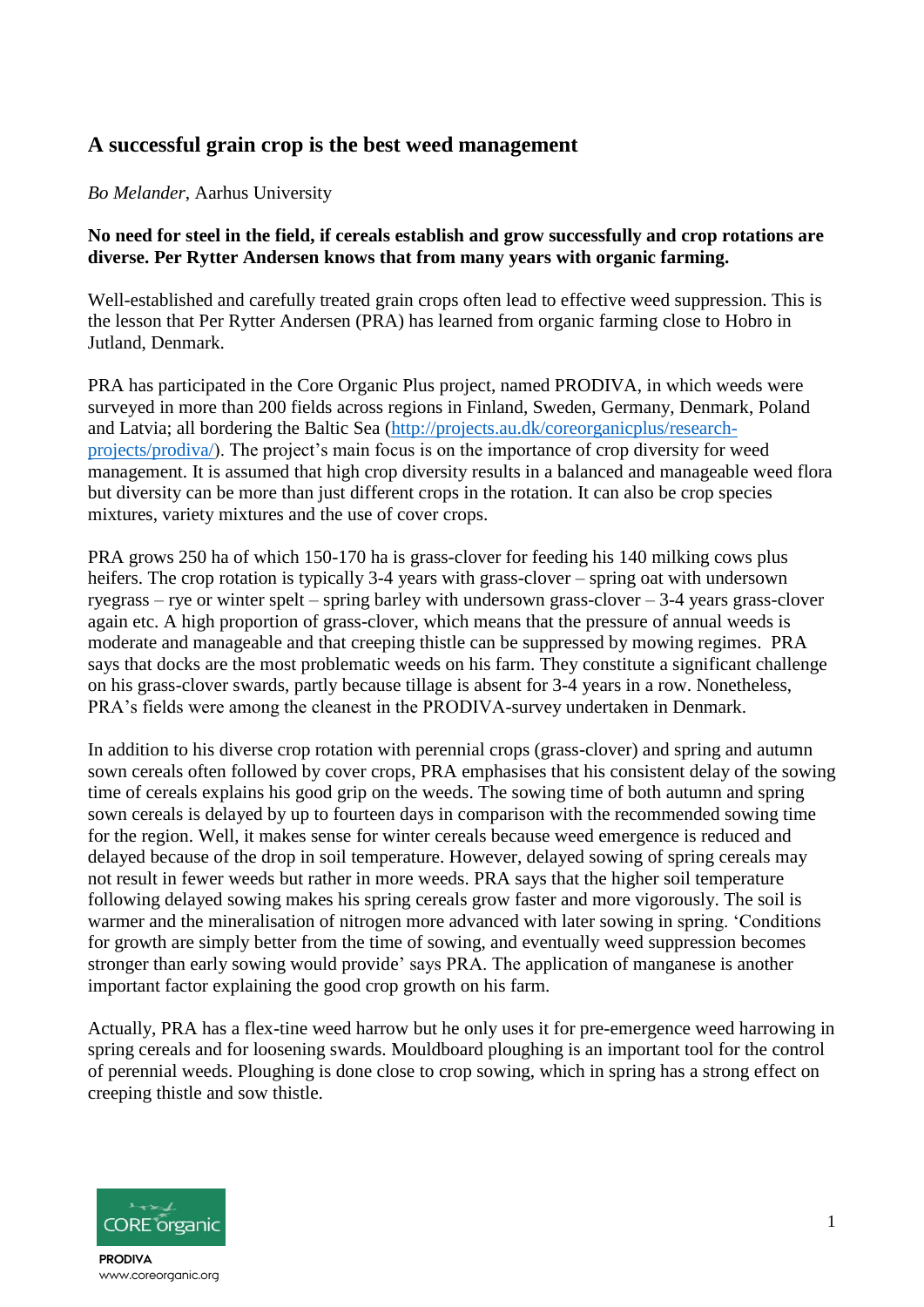## A successful grain crop is the best weed management

*Bo Melander*, Aarhus University

**No need for steel in the field, if cereals establish and grow successfully and crop rotations are diverse. Per Rytter Andersen knows that from many years with organic farming.**

Well-established and carefully treated grain crops often lead to effective weed suppression. This is the lesson that Per Rytter Andersen (PRA) has learned from organic farming close to Hobro in Jutland, Denmark.

PRA has participated in the Core Organic Plus project, named PRODIVA, in which weeds were surveyed in more than 200 fields across regions in Finland, Sweden, Germany, Denmark, Poland and Latvia; all bordering the Baltic Sea (http://projects.au.dk/coreorganicplus/research-projects/prodiva/). The project's main focus is on the importance of crop diversity for weed management. It is assumed that high crop diversity results in a balanced and manageable weed flora but diversity can be more than just different crops in the rotation. It can also be crop species mixtures, variety mixtures and the use of cover crops.

PRA grows 250 ha of which 150-170 ha is grass-clover for feeding his 140 milking cows plus heifers. The crop rotation is typically 3-4 years with grass-clover – spring oat with undersown ryegrass – rye or winter spelt – spring barley with undersown grass-clover – 3-4 years grass-clover again etc. A high proportion of grass-clover, which means that the pressure of annual weeds is moderate and manageable and that creeping thistle can be suppressed by mowing regimes. PRA says that docks are the most problematic weeds on his farm. They constitute a significant challenge on his grass-clover swards, partly because tillage is absent for 3-4 years in a row. Nonetheless, PRA's fields were among the cleanest in the PRODIVA-survey undertaken in Denmark.

In addition to his diverse crop rotation with perennial crops (grass-clover) and spring and autumn sown cereals often followed by cover crops, PRA emphasises that his consistent delay of the sowing time of cereals explains his good grip on the weeds. The sowing time of both autumn and spring sown cereals is delayed by up to fourteen days in comparison with the recommended sowing time for the region. Well, it makes sense for winter cereals because weed emergence is reduced and delayed because of the drop in soil temperature. However, delayed sowing of spring cereals may not result in fewer weeds but rather in more weeds. PRA says that the higher soil temperature following delayed sowing makes his spring cereals grow faster and more vigorously. The soil is warmer and the mineralisation of nitrogen more advanced with later sowing in spring. 'Conditions for growth are simply better from the time of sowing, and eventually weed suppression becomes stronger than early sowing would provide' says PRA. The application of manganese is another important factor explaining the good crop growth on his farm.

Actually, PRA has a flex-tine weed harrow but he only uses it for pre-emergence weed harrowing in spring cereals and for loosening swards. Mouldboard ploughing is an important tool for the control of perennial weeds. Ploughing is done close to crop sowing, which in spring has a strong effect on creeping thistle and sow thistle.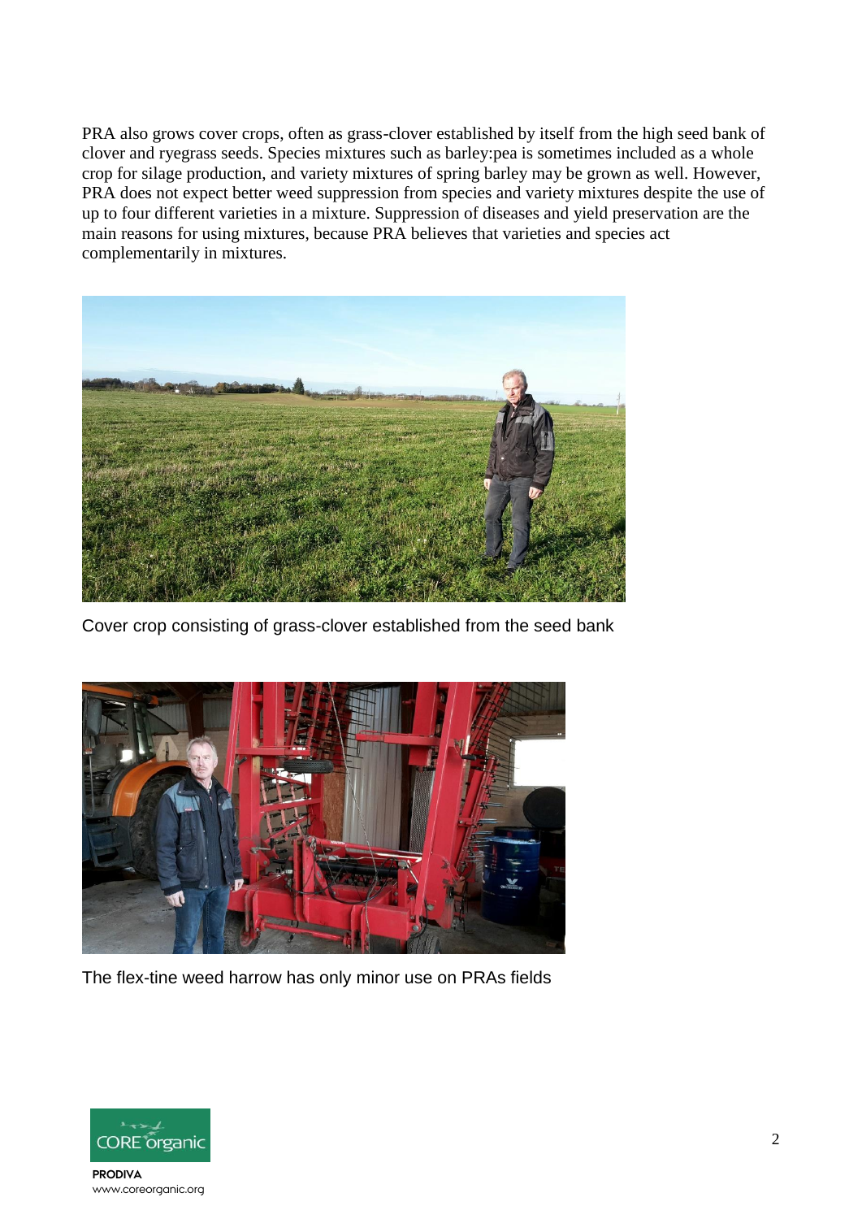PRA also grows cover crops, often as grass-clover established by itself from the high seed bank of clover and ryegrass seeds. Species mixtures such as barley:pea is sometimes included as a whole crop for silage production, and variety mixtures of spring barley may be grown as well. However, PRA does not expect better weed suppression from species and variety mixtures despite the use of up to four different varieties in a mixture. Suppression of diseases and yield preservation are the main reasons for using mixtures, because PRA believes that varieties and species act complementarily in mixtures.

Cover crop consisting of grass-clover established from the seed bank

The flex-tine weed harrow has only minor use on PRAs fields